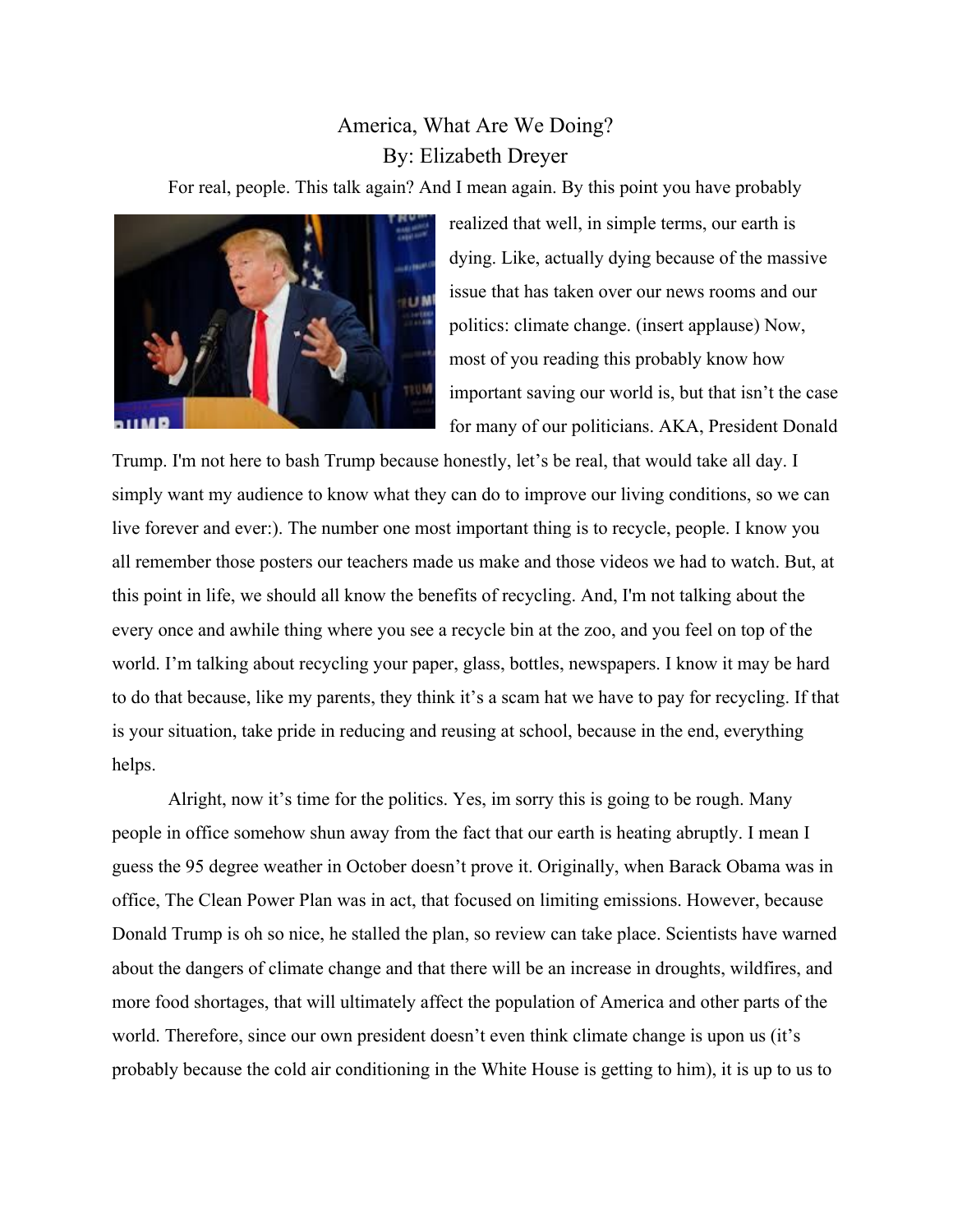# America, What Are We Doing?

By: Elizabeth Dreyer

For real, people. This talk again? And I mean again. By this point you have probably realized that well, in simple terms, our earth is dying. Like, actually dying because of the massive issue that has taken over our news rooms and our politics: climate change. (insert applause) Now, most of you reading this probably know how important saving our world is, but that isn't the case for many of our politicians. AKA, President Donald Trump. I'm not here to bash Trump because honestly, let's be real, that would take all day. I simply want my audience to know what they can do to improve our living conditions, so we can live forever and ever:). The number one most important thing is to recycle, people. I know you all remember those posters our teachers made us make and those videos we had to watch. But, at this point in life, we should all know the benefits of recycling. And, I'm not talking about the every once and awhile thing where you see a recycle bin at the zoo, and you feel on top of the world. I'm talking about recycling your paper, glass, bottles, newspapers. I know it may be hard to do that because, like my parents, they think it's a scam hat we have to pay for recycling. If that is your situation, take pride in reducing and reusing at school, because in the end, everything helps.

Alright, now it's time for the politics. Yes, im sorry this is going to be rough. Many people in office somehow shun away from the fact that our earth is heating abruptly. I mean I guess the 95 degree weather in October doesn't prove it. Originally, when Barack Obama was in office, The Clean Power Plan was in act, that focused on limiting emissions. However, because Donald Trump is oh so nice, he stalled the plan, so review can take place. Scientists have warned about the dangers of climate change and that there will be an increase in droughts, wildfires, and more food shortages, that will ultimately affect the population of America and other parts of the world. Therefore, since our own president doesn't even think climate change is upon us (it's probably because the cold air conditioning in the White House is getting to him), it is up to us to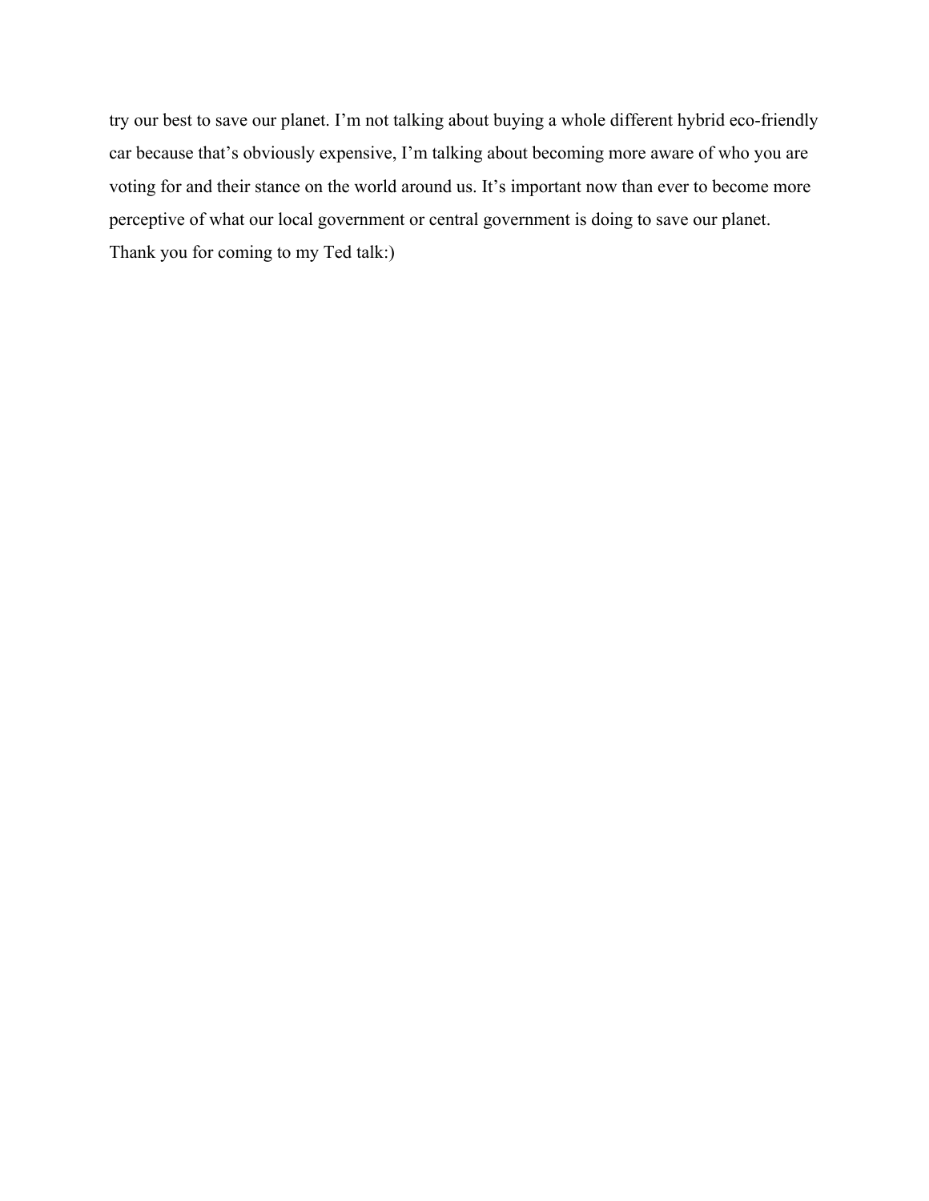try our best to save our planet. I'm not talking about buying a whole different hybrid eco-friendly car because that's obviously expensive, I'm talking about becoming more aware of who you are voting for and their stance on the world around us. It's important now than ever to become more perceptive of what our local government or central government is doing to save our planet. Thank you for coming to my Ted talk:)